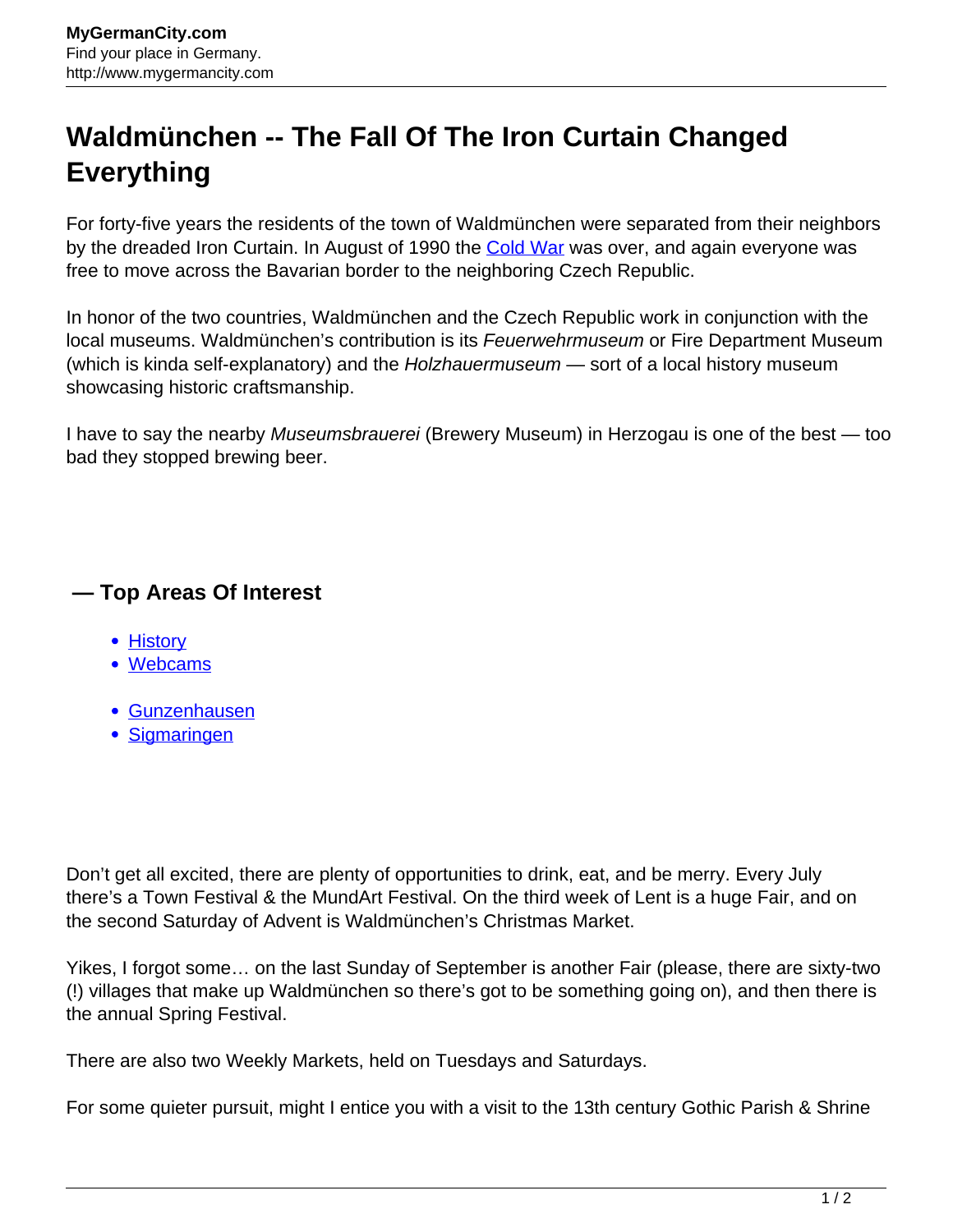# Waldmünchen -- The Fall Of The Iron Curtain Changed Everything

For forty-five years the residents of the town of Waldmünchen were separated from their neighbors by the dreaded Iron Curtain. In August of 1990 the Cold War was over, and again everyone was free to move across the Bavarian border to the neighboring Czech Republic.

In honor of the two countries, Waldmünchen and the Czech Republic work in conjunction with the local museums. Waldmünchen's contribution is its *Feuerwehrmuseum* or Fire Department Museum (which is kinda self-explanatory) and the *Holzhauermuseum* — sort of a local history museum showcasing historic craftsmanship.

I have to say the nearby *Museumsbrauerei* (Brewery Museum) in Herzogau is one of the best — too bad they stopped brewing beer.

## — Top Areas Of Interest

- History
- Webcams

- Gunzenhausen
- Sigmaringen

Don't get all excited, there are plenty of opportunities to drink, eat, and be merry. Every July there's a Town Festival & the MundArt Festival. On the third week of Lent is a huge Fair, and on the second Saturday of Advent is Waldmünchen's Christmas Market.

Yikes, I forgot some… on the last Sunday of September is another Fair (please, there are sixty-two (!) villages that make up Waldmünchen so there's got to be something going on), and then there is the annual Spring Festival.

There are also two Weekly Markets, held on Tuesdays and Saturdays.

For some quieter pursuit, might I entice you with a visit to the 13th century Gothic Parish & Shrine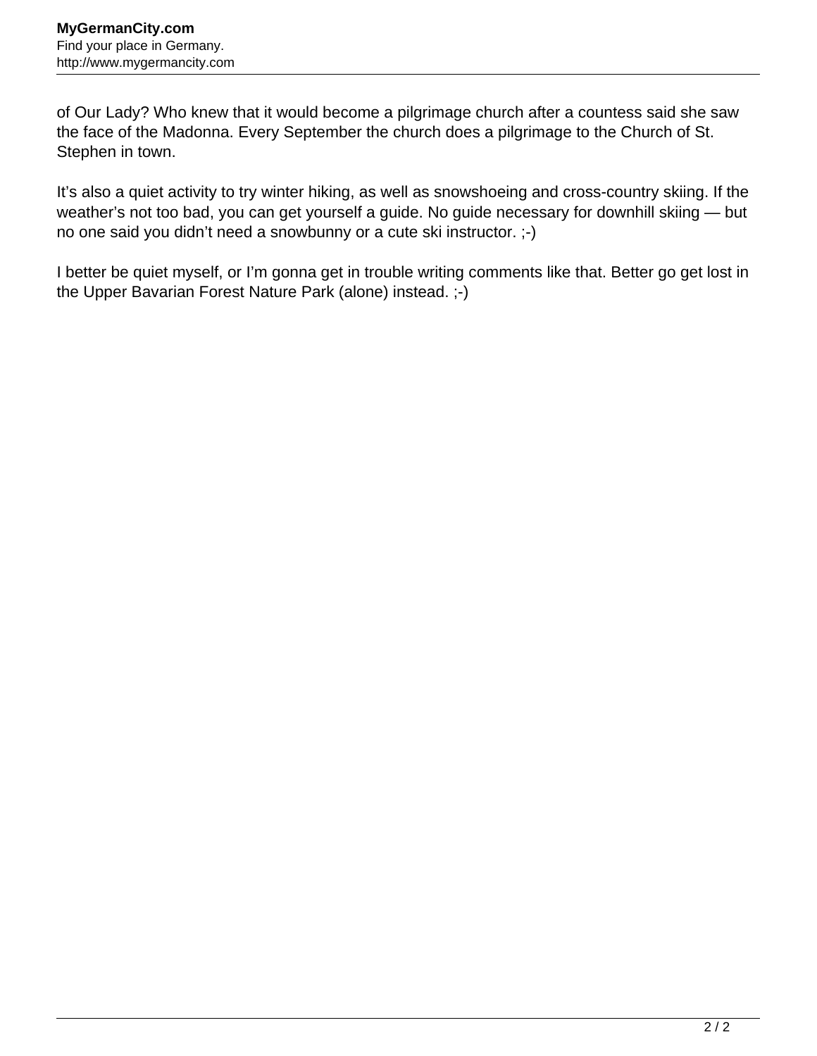of Our Lady? Who knew that it would become a pilgrimage church after a countess said she saw the face of the Madonna. Every September the church does a pilgrimage to the Church of St. Stephen in town.

It's also a quiet activity to try winter hiking, as well as snowshoeing and cross-country skiing. If the weather's not too bad, you can get yourself a guide. No guide necessary for downhill skiing — but no one said you didn't need a snowbunny or a cute ski instructor. ;-)

I better be quiet myself, or I'm gonna get in trouble writing comments like that. Better go get lost in the Upper Bavarian Forest Nature Park (alone) instead. ;-)